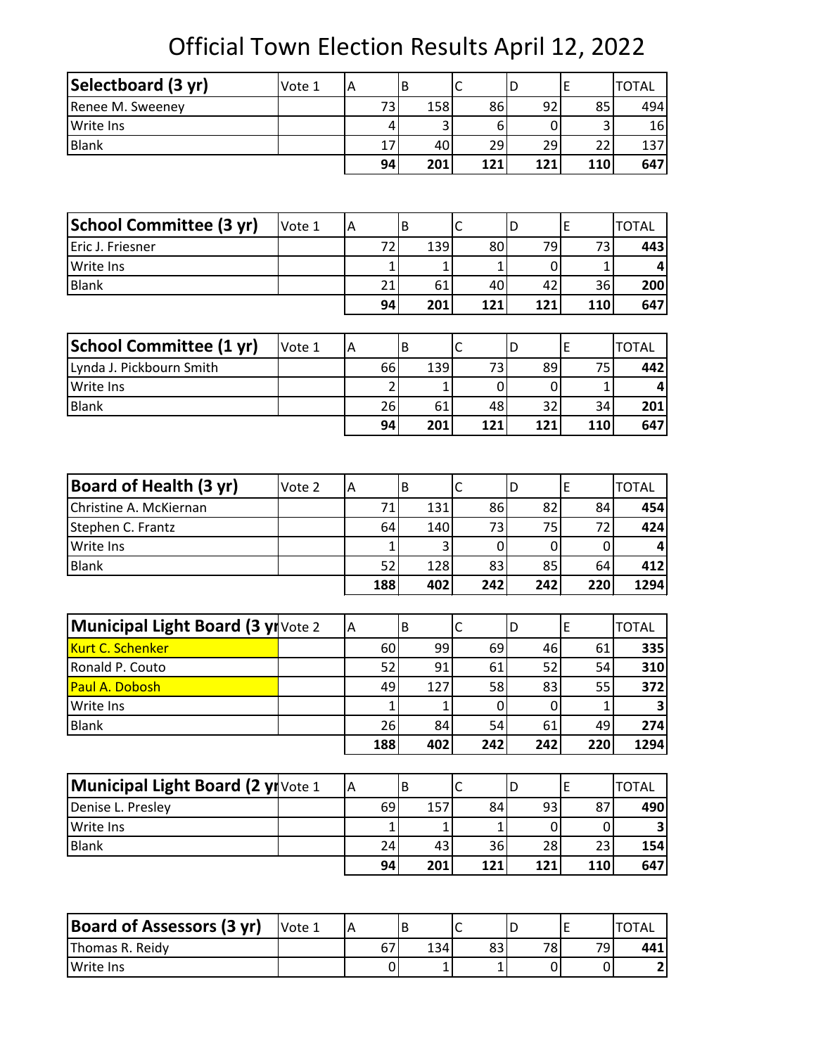# Official Town Election Results April 12, 2022

| Selectboard (3 yr) | Vote 1 | A | B | C | D | E | TOTAL |
|---|---|---|---|---|---|---|---|
| Renee M. Sweeney | | 73 | 158 | 86 | 92 | 85 | 494 |
| Write Ins | | 4 | 3 | 6 | 0 | 3 | 16 |
| Blank | | 17 | 40 | 29 | 29 | 22 | 137 |
| | | **94** | **201** | **121** | **121** | **110** | **647** |

| School Committee (3 yr) | Vote 1 | A | B | C | D | E | TOTAL |
|---|---|---|---|---|---|---|---|
| Eric J. Friesner | | 72 | 139 | 80 | 79 | 73 | **443** |
| Write Ins | | 1 | 1 | 1 | 0 | 1 | **4** |
| Blank | | 21 | 61 | 40 | 42 | 36 | **200** |
| | | **94** | **201** | **121** | **121** | **110** | **647** |

| School Committee (1 yr) | Vote 1 | A | B | C | D | E | TOTAL |
|---|---|---|---|---|---|---|---|
| Lynda J. Pickbourn Smith | | 66 | 139 | 73 | 89 | 75 | **442** |
| Write Ins | | 2 | 1 | 0 | 0 | 1 | **4** |
| Blank | | 26 | 61 | 48 | 32 | 34 | **201** |
| | | **94** | **201** | **121** | **121** | **110** | **647** |

| Board of Health (3 yr) | Vote 2 | A | B | C | D | E | TOTAL |
|---|---|---|---|---|---|---|---|
| Christine A. McKiernan | | 71 | 131 | 86 | 82 | 84 | **454** |
| Stephen C. Frantz | | 64 | 140 | 73 | 75 | 72 | **424** |
| Write Ins | | 1 | 3 | 0 | 0 | 0 | **4** |
| Blank | | 52 | 128 | 83 | 85 | 64 | **412** |
| | | **188** | **402** | **242** | **242** | **220** | **1294** |

| Municipal Light Board (3 yr | Vote 2 | A | B | C | D | E | TOTAL |
|---|---|---|---|---|---|---|---|
| Kurt C. Schenker | | 60 | 99 | 69 | 46 | 61 | **335** |
| Ronald P. Couto | | 52 | 91 | 61 | 52 | 54 | **310** |
| Paul A. Dobosh | | 49 | 127 | 58 | 83 | 55 | **372** |
| Write Ins | | 1 | 1 | 0 | 0 | 1 | **3** |
| Blank | | 26 | 84 | 54 | 61 | 49 | **274** |
| | | **188** | **402** | **242** | **242** | **220** | **1294** |

| Municipal Light Board (2 yr | Vote 1 | A | B | C | D | E | TOTAL |
|---|---|---|---|---|---|---|---|
| Denise L. Presley | | 69 | 157 | 84 | 93 | 87 | **490** |
| Write Ins | | 1 | 1 | 1 | 0 | 0 | **3** |
| Blank | | 24 | 43 | 36 | 28 | 23 | **154** |
| | | **94** | **201** | **121** | **121** | **110** | **647** |

| Board of Assessors (3 yr) | Vote 1 | A | B | C | D | E | TOTAL |
|---|---|---|---|---|---|---|---|
| Thomas R. Reidy | | 67 | 134 | 83 | 78 | 79 | **441** |
| Write Ins | | 0 | 1 | 1 | 0 | 0 | **2** |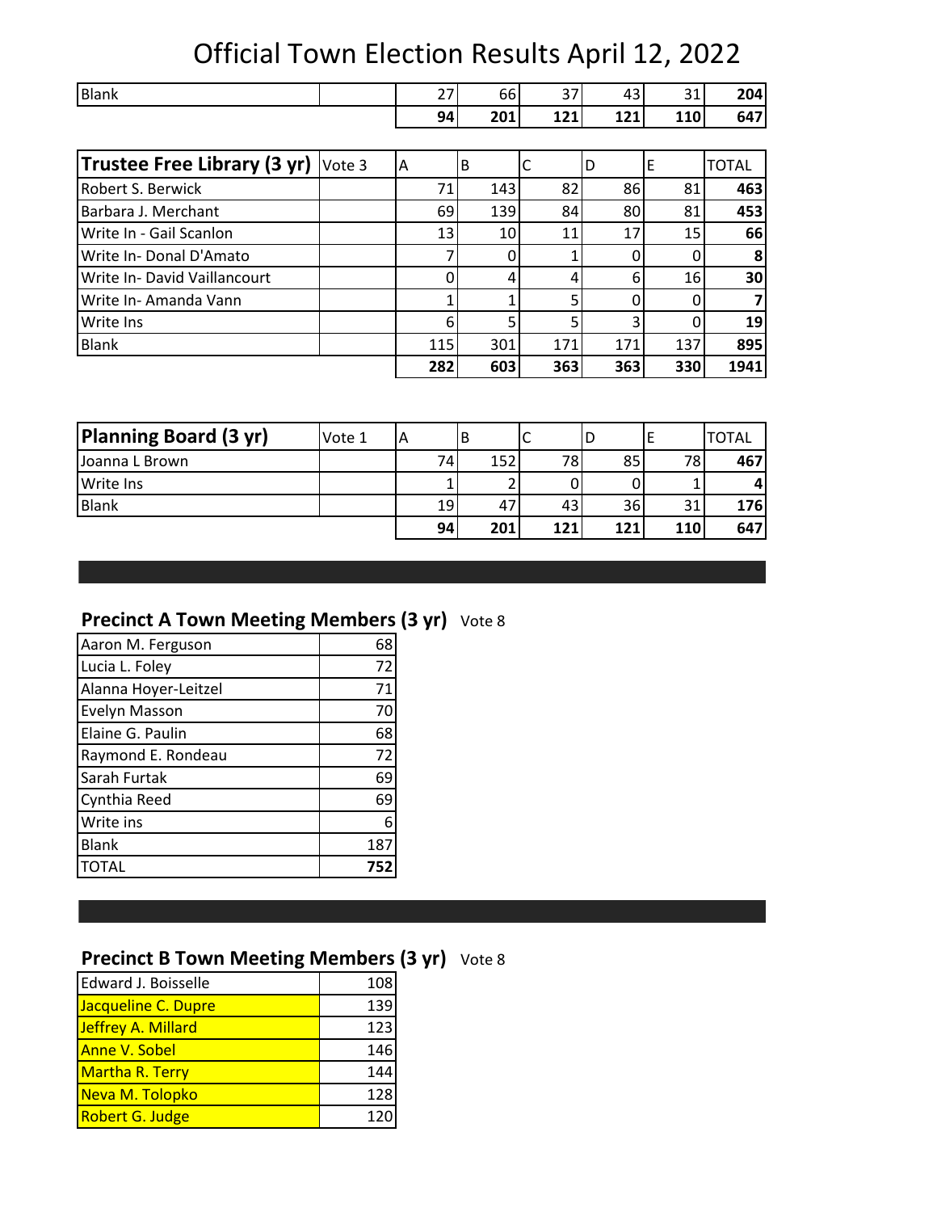# Official Town Election Results April 12, 2022

| | | | | | | | |
|---|---|---|---|---|---|---|---|
| Blank | | 27 | 66 | 37 | 43 | 31 | **204** |
| | | **94** | **201** | **121** | **121** | **110** | **647** |

| **Trustee Free Library (3 yr)** | Vote 3 | A | B | C | D | E | TOTAL |
|---|---|---|---|---|---|---|---|
| Robert S. Berwick | | 71 | 143 | 82 | 86 | 81 | **463** |
| Barbara J. Merchant | | 69 | 139 | 84 | 80 | 81 | **453** |
| Write In - Gail Scanlon | | 13 | 10 | 11 | 17 | 15 | **66** |
| Write In- Donal D'Amato | | 7 | 0 | 1 | 0 | 0 | **8** |
| Write In- David Vaillancourt | | 0 | 4 | 4 | 6 | 16 | **30** |
| Write In- Amanda Vann | | 1 | 1 | 5 | 0 | 0 | **7** |
| Write Ins | | 6 | 5 | 5 | 3 | 0 | **19** |
| Blank | | 115 | 301 | 171 | 171 | 137 | **895** |
| | | **282** | **603** | **363** | **363** | **330** | **1941** |

| **Planning Board (3 yr)** | Vote 1 | A | B | C | D | E | TOTAL |
|---|---|---|---|---|---|---|---|
| Joanna L Brown | | 74 | 152 | 78 | 85 | 78 | **467** |
| Write Ins | | 1 | 2 | 0 | 0 | 1 | **4** |
| Blank | | 19 | 47 | 43 | 36 | 31 | **176** |
| | | **94** | **201** | **121** | **121** | **110** | **647** |

## Precinct A Town Meeting Members (3 yr) Vote 8

| | |
|---|---|
| Aaron M. Ferguson | 68 |
| Lucia L. Foley | 72 |
| Alanna Hoyer-Leitzel | 71 |
| Evelyn Masson | 70 |
| Elaine G. Paulin | 68 |
| Raymond E. Rondeau | 72 |
| Sarah Furtak | 69 |
| Cynthia Reed | 69 |
| Write ins | 6 |
| Blank | 187 |
| TOTAL | **752** |

## Precinct B Town Meeting Members (3 yr) Vote 8

| | |
|---|---|
| Edward J. Boisselle | 108 |
| Jacqueline C. Dupre | 139 |
| Jeffrey A. Millard | 123 |
| Anne V. Sobel | 146 |
| Martha R. Terry | 144 |
| Neva M. Tolopko | 128 |
| Robert G. Judge | 120 |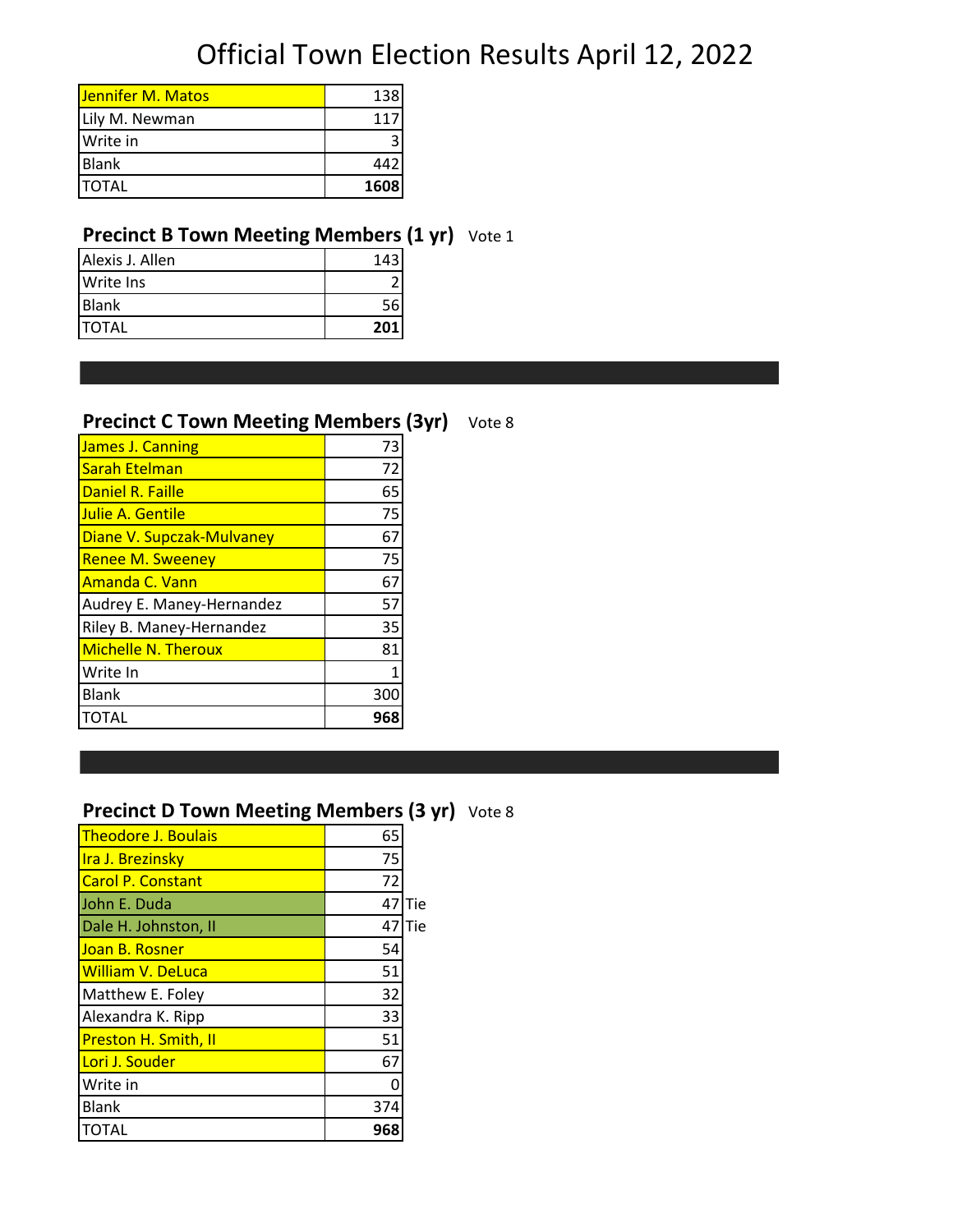# Official Town Election Results April 12, 2022

| | |
|---|---|
| Jennifer M. Matos | 138 |
| Lily M. Newman | 117 |
| Write in | 3 |
| Blank | 442 |
| TOTAL | **1608** |

### Precinct B Town Meeting Members (1 yr) Vote 1

| | |
|---|---|
| Alexis J. Allen | 143 |
| Write Ins | 2 |
| Blank | 56 |
| TOTAL | **201** |

### Precinct C Town Meeting Members (3yr) Vote 8

| | |
|---|---|
| James J. Canning | 73 |
| Sarah Etelman | 72 |
| Daniel R. Faille | 65 |
| Julie A. Gentile | 75 |
| Diane V. Supczak-Mulvaney | 67 |
| Renee M. Sweeney | 75 |
| Amanda C. Vann | 67 |
| Audrey E. Maney-Hernandez | 57 |
| Riley B. Maney-Hernandez | 35 |
| Michelle N. Theroux | 81 |
| Write In | 1 |
| Blank | 300 |
| TOTAL | **968** |

### Precinct D Town Meeting Members (3 yr) Vote 8

| | | |
|---|---|---|
| Theodore J. Boulais | 65 | |
| Ira J. Brezinsky | 75 | |
| Carol P. Constant | 72 | |
| John E. Duda | 47 | Tie |
| Dale H. Johnston, II | 47 | Tie |
| Joan B. Rosner | 54 | |
| William V. DeLuca | 51 | |
| Matthew E. Foley | 32 | |
| Alexandra K. Ripp | 33 | |
| Preston H. Smith, II | 51 | |
| Lori J. Souder | 67 | |
| Write in | 0 | |
| Blank | 374 | |
| TOTAL | **968** | |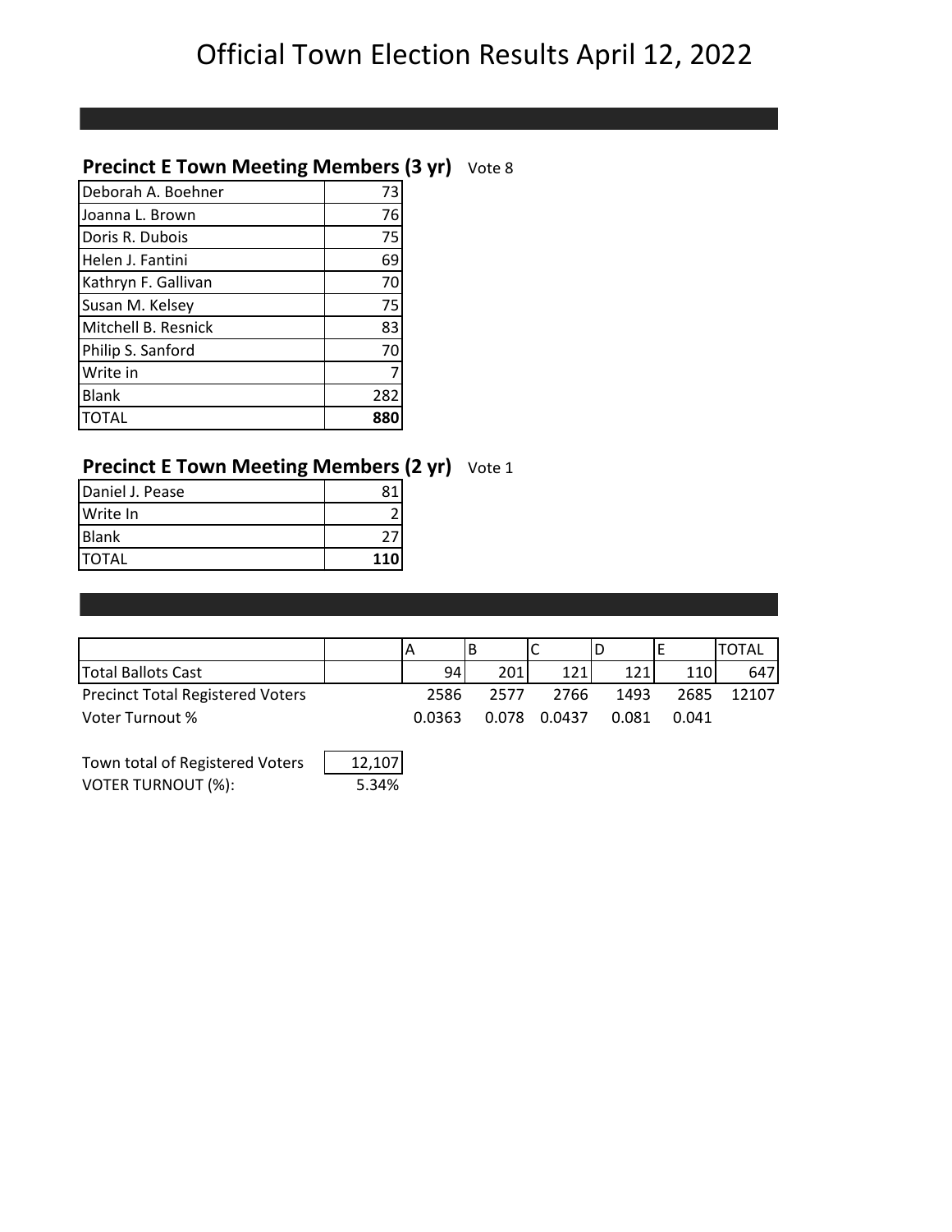# Official Town Election Results April 12, 2022

## Precinct E Town Meeting Members (3 yr) Vote 8

| | |
|---|---|
| Deborah A. Boehner | 73 |
| Joanna L. Brown | 76 |
| Doris R. Dubois | 75 |
| Helen J. Fantini | 69 |
| Kathryn F. Gallivan | 70 |
| Susan M. Kelsey | 75 |
| Mitchell B. Resnick | 83 |
| Philip S. Sanford | 70 |
| Write in | 7 |
| Blank | 282 |
| TOTAL | **880** |

## Precinct E Town Meeting Members (2 yr) Vote 1

| | |
|---|---|
| Daniel J. Pease | 81 |
| Write In | 2 |
| Blank | 27 |
| TOTAL | **110** |

| | | A | B | C | D | E | TOTAL |
|---|---|---|---|---|---|---|---|
| Total Ballots Cast | | 94 | 201 | 121 | 121 | 110 | 647 |
| Precinct Total Registered Voters | | 2586 | 2577 | 2766 | 1493 | 2685 | 12107 |
| Voter Turnout % | | 0.0363 | 0.078 | 0.0437 | 0.081 | 0.041 | |

| | |
|---|---|
| Town total of Registered Voters | 12,107 |
| VOTER TURNOUT (%): | 5.34% |